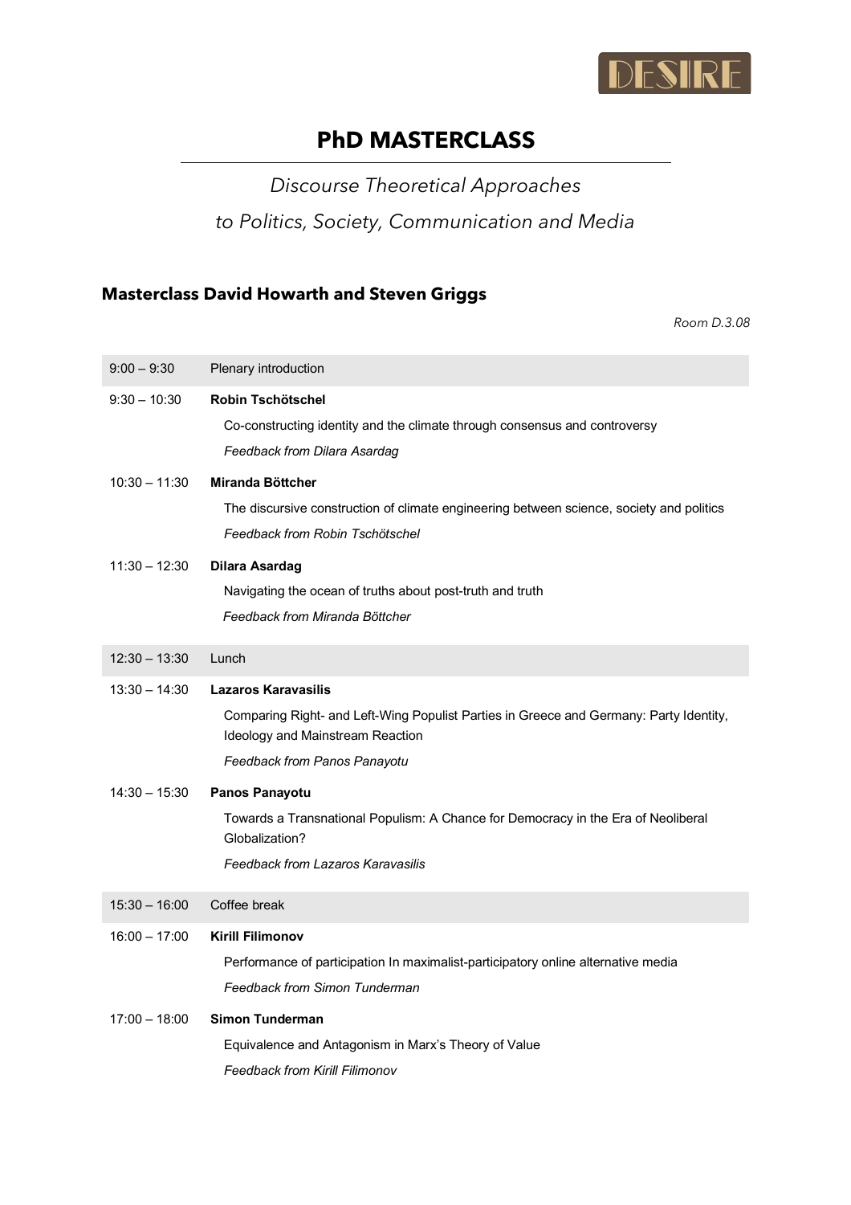DESIRE

# PhD MASTERCLASS

*Discourse Theoretical Approaches*

*to Politics, Society, Communication and Media*

## Masterclass David Howarth and Steven Griggs

*Room D.3.08*

| | |
|---|---|
| 9:00 – 9:30 | Plenary introduction |
| 9:30 – 10:30 | **Robin Tschötschel**<br>Co-constructing identity and the climate through consensus and controversy<br>*Feedback from Dilara Asardag* |
| 10:30 – 11:30 | **Miranda Böttcher**<br>The discursive construction of climate engineering between science, society and politics<br>*Feedback from Robin Tschötschel* |
| 11:30 – 12:30 | **Dilara Asardag**<br>Navigating the ocean of truths about post-truth and truth<br>*Feedback from Miranda Böttcher* |
| 12:30 – 13:30 | Lunch |
| 13:30 – 14:30 | **Lazaros Karavasilis**<br>Comparing Right- and Left-Wing Populist Parties in Greece and Germany: Party Identity, Ideology and Mainstream Reaction<br>*Feedback from Panos Panayotu* |
| 14:30 – 15:30 | **Panos Panayotu**<br>Towards a Transnational Populism: A Chance for Democracy in the Era of Neoliberal Globalization?<br>*Feedback from Lazaros Karavasilis* |
| 15:30 – 16:00 | Coffee break |
| 16:00 – 17:00 | **Kirill Filimonov**<br>Performance of participation In maximalist-participatory online alternative media<br>*Feedback from Simon Tunderman* |
| 17:00 – 18:00 | **Simon Tunderman**<br>Equivalence and Antagonism in Marx's Theory of Value<br>*Feedback from Kirill Filimonov* |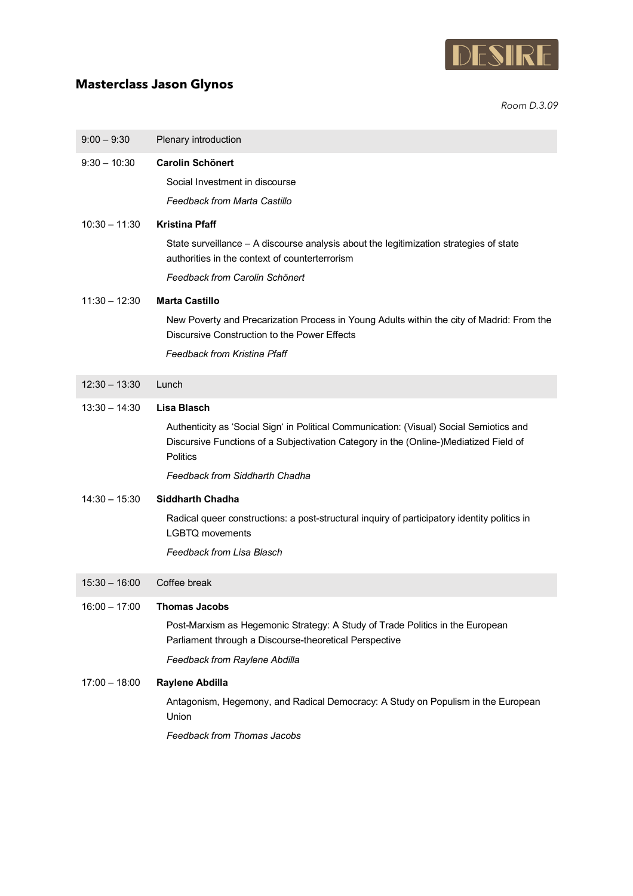## Masterclass Jason Glynos

*Room D.3.09*

| Time | Session |
| --- | --- |
| 9:00 – 9:30 | Plenary introduction |
| 9:30 – 10:30 | **Carolin Schönert**<br>Social Investment in discourse<br>*Feedback from Marta Castillo* |
| 10:30 – 11:30 | **Kristina Pfaff**<br>State surveillance – A discourse analysis about the legitimization strategies of state authorities in the context of counterterrorism<br>*Feedback from Carolin Schönert* |
| 11:30 – 12:30 | **Marta Castillo**<br>New Poverty and Precarization Process in Young Adults within the city of Madrid: From the Discursive Construction to the Power Effects<br>*Feedback from Kristina Pfaff* |
| 12:30 – 13:30 | Lunch |
| 13:30 – 14:30 | **Lisa Blasch**<br>Authenticity as 'Social Sign' in Political Communication: (Visual) Social Semiotics and Discursive Functions of a Subjectivation Category in the (Online-)Mediatized Field of Politics<br>*Feedback from Siddharth Chadha* |
| 14:30 – 15:30 | **Siddharth Chadha**<br>Radical queer constructions: a post-structural inquiry of participatory identity politics in LGBTQ movements<br>*Feedback from Lisa Blasch* |
| 15:30 – 16:00 | Coffee break |
| 16:00 – 17:00 | **Thomas Jacobs**<br>Post-Marxism as Hegemonic Strategy: A Study of Trade Politics in the European Parliament through a Discourse-theoretical Perspective<br>*Feedback from Raylene Abdilla* |
| 17:00 – 18:00 | **Raylene Abdilla**<br>Antagonism, Hegemony, and Radical Democracy: A Study on Populism in the European Union<br>*Feedback from Thomas Jacobs* |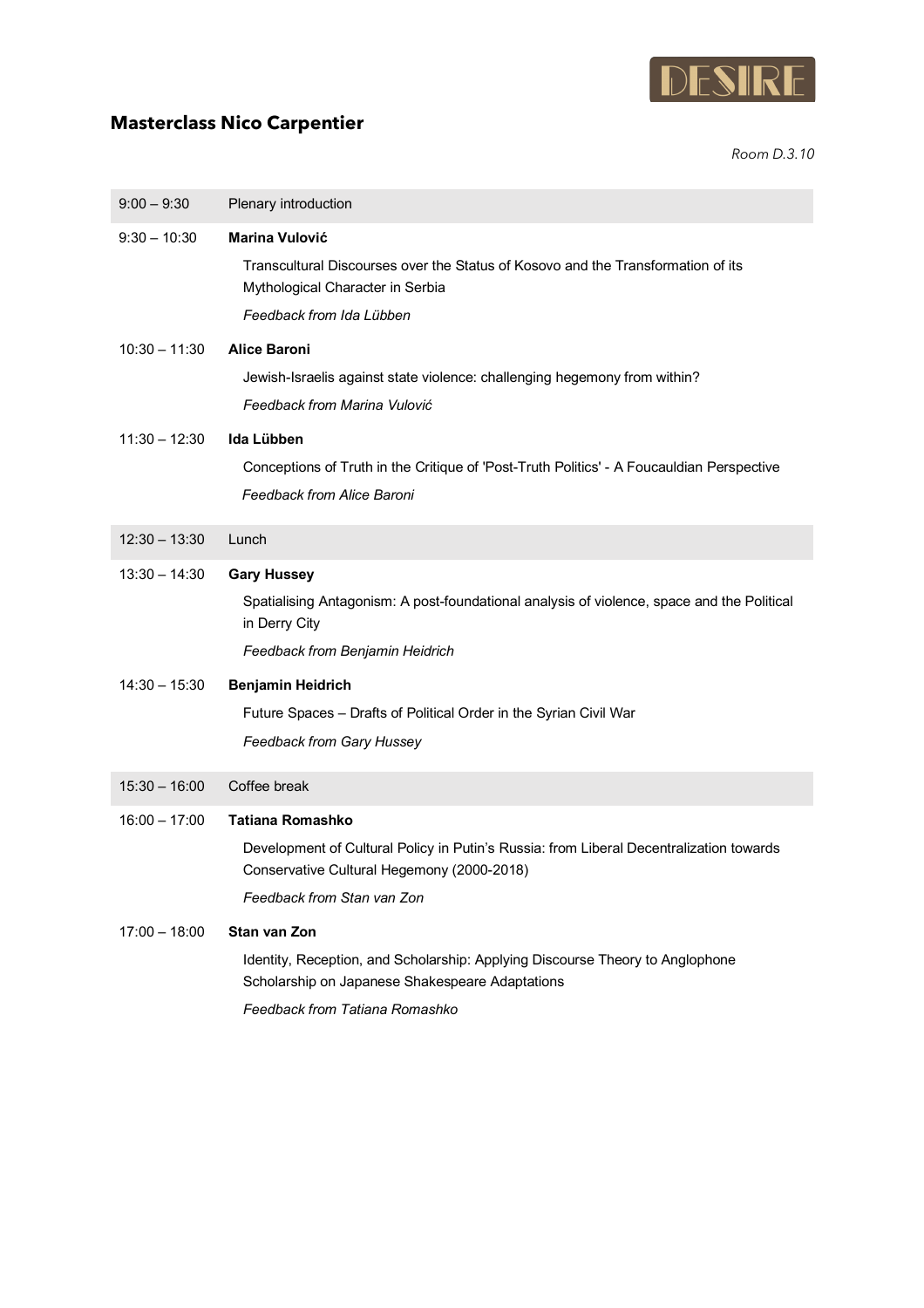DESIRE

# Masterclass Nico Carpentier

*Room D.3.10*

| | |
|---|---|
| 9:00 – 9:30 | Plenary introduction |
| 9:30 – 10:30 | **Marina Vulović**<br>Transcultural Discourses over the Status of Kosovo and the Transformation of its Mythological Character in Serbia<br>*Feedback from Ida Lübben* |
| 10:30 – 11:30 | **Alice Baroni**<br>Jewish-Israelis against state violence: challenging hegemony from within?<br>*Feedback from Marina Vulović* |
| 11:30 – 12:30 | **Ida Lübben**<br>Conceptions of Truth in the Critique of 'Post-Truth Politics' - A Foucauldian Perspective<br>*Feedback from Alice Baroni* |
| 12:30 – 13:30 | Lunch |
| 13:30 – 14:30 | **Gary Hussey**<br>Spatialising Antagonism: A post-foundational analysis of violence, space and the Political in Derry City<br>*Feedback from Benjamin Heidrich* |
| 14:30 – 15:30 | **Benjamin Heidrich**<br>Future Spaces – Drafts of Political Order in the Syrian Civil War<br>*Feedback from Gary Hussey* |
| 15:30 – 16:00 | Coffee break |
| 16:00 – 17:00 | **Tatiana Romashko**<br>Development of Cultural Policy in Putin's Russia: from Liberal Decentralization towards Conservative Cultural Hegemony (2000-2018)<br>*Feedback from Stan van Zon* |
| 17:00 – 18:00 | **Stan van Zon**<br>Identity, Reception, and Scholarship: Applying Discourse Theory to Anglophone Scholarship on Japanese Shakespeare Adaptations<br>*Feedback from Tatiana Romashko* |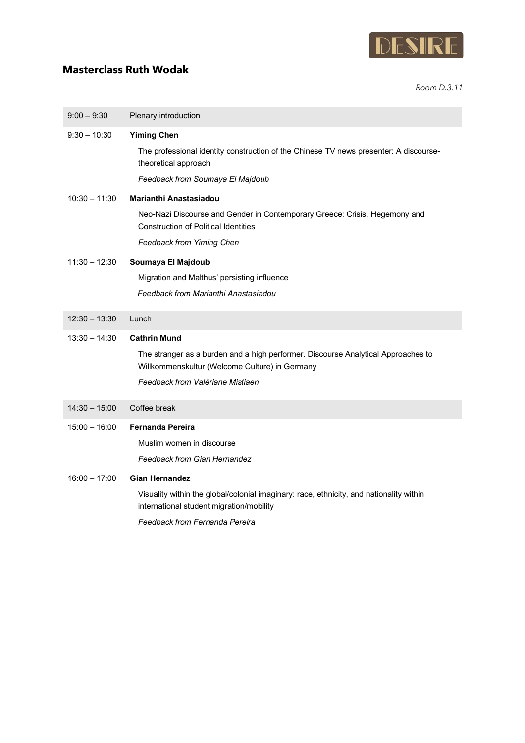DESIRE

## Masterclass Ruth Wodak

*Room D.3.11*

| | |
|---|---|
| 9:00 – 9:30 | Plenary introduction |
| 9:30 – 10:30 | **Yiming Chen**<br>The professional identity construction of the Chinese TV news presenter: A discourse-theoretical approach<br>*Feedback from Soumaya El Majdoub* |
| 10:30 – 11:30 | **Marianthi Anastasiadou**<br>Neo-Nazi Discourse and Gender in Contemporary Greece: Crisis, Hegemony and Construction of Political Identities<br>*Feedback from Yiming Chen* |
| 11:30 – 12:30 | **Soumaya El Majdoub**<br>Migration and Malthus' persisting influence<br>*Feedback from Marianthi Anastasiadou* |
| 12:30 – 13:30 | Lunch |
| 13:30 – 14:30 | **Cathrin Mund**<br>The stranger as a burden and a high performer. Discourse Analytical Approaches to Willkommenskultur (Welcome Culture) in Germany<br>*Feedback from Valériane Mistiaen* |
| 14:30 – 15:00 | Coffee break |
| 15:00 – 16:00 | **Fernanda Pereira**<br>Muslim women in discourse<br>*Feedback from Gian Hernandez* |
| 16:00 – 17:00 | **Gian Hernandez**<br>Visuality within the global/colonial imaginary: race, ethnicity, and nationality within international student migration/mobility<br>*Feedback from Fernanda Pereira* |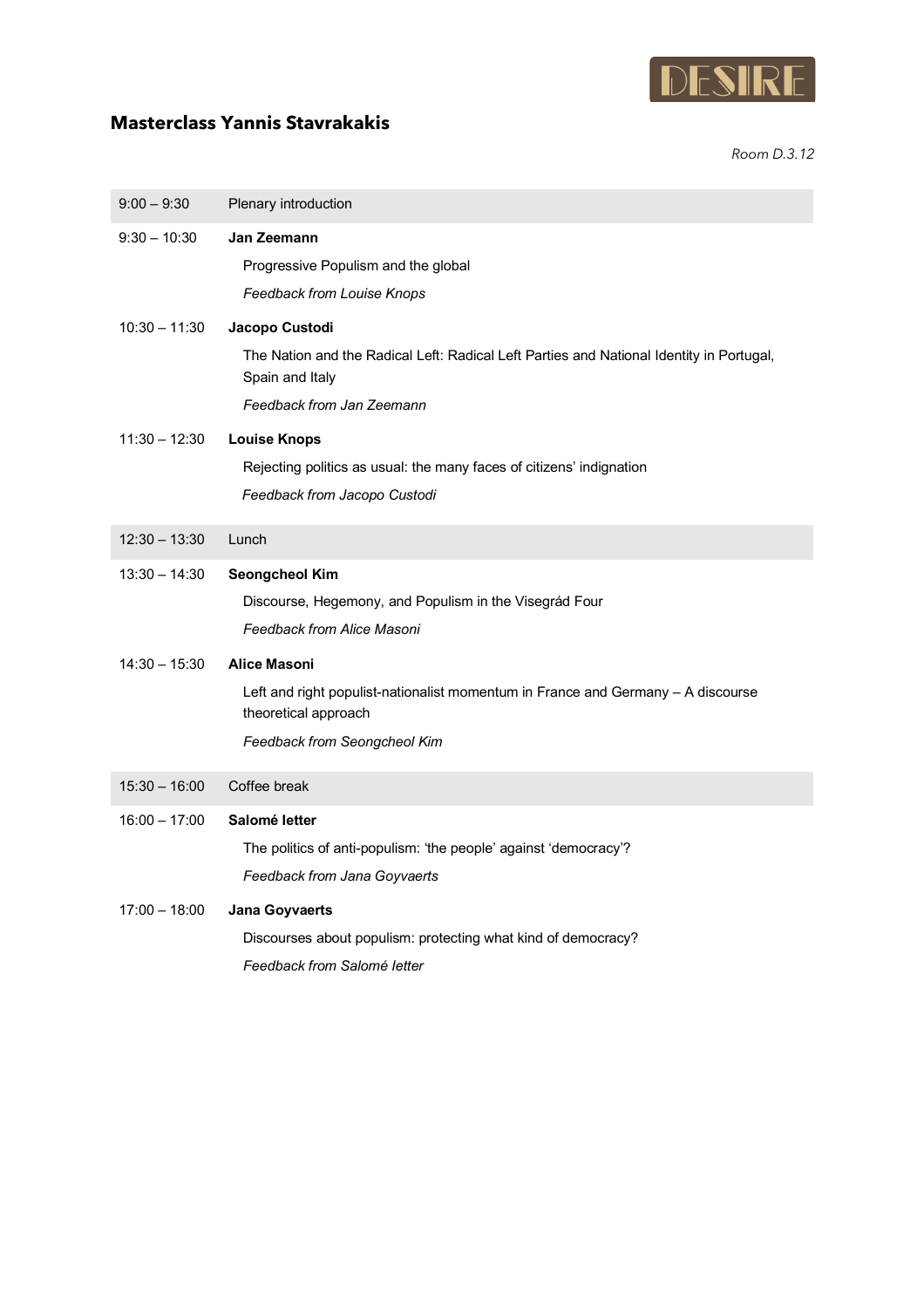DESIRE

## Masterclass Yannis Stavrakakis

*Room D.3.12*

| | |
|---|---|
| 9:00 – 9:30 | Plenary introduction |
| 9:30 – 10:30 | **Jan Zeemann**<br>Progressive Populism and the global<br>*Feedback from Louise Knops* |
| 10:30 – 11:30 | **Jacopo Custodi**<br>The Nation and the Radical Left: Radical Left Parties and National Identity in Portugal, Spain and Italy<br>*Feedback from Jan Zeemann* |
| 11:30 – 12:30 | **Louise Knops**<br>Rejecting politics as usual: the many faces of citizens' indignation<br>*Feedback from Jacopo Custodi* |
| 12:30 – 13:30 | Lunch |
| 13:30 – 14:30 | **Seongcheol Kim**<br>Discourse, Hegemony, and Populism in the Visegrád Four<br>*Feedback from Alice Masoni* |
| 14:30 – 15:30 | **Alice Masoni**<br>Left and right populist-nationalist momentum in France and Germany – A discourse theoretical approach<br>*Feedback from Seongcheol Kim* |
| 15:30 – 16:00 | Coffee break |
| 16:00 – 17:00 | **Salomé letter**<br>The politics of anti-populism: 'the people' against 'democracy'?<br>*Feedback from Jana Goyvaerts* |
| 17:00 – 18:00 | **Jana Goyvaerts**<br>Discourses about populism: protecting what kind of democracy?<br>*Feedback from Salomé letter* |